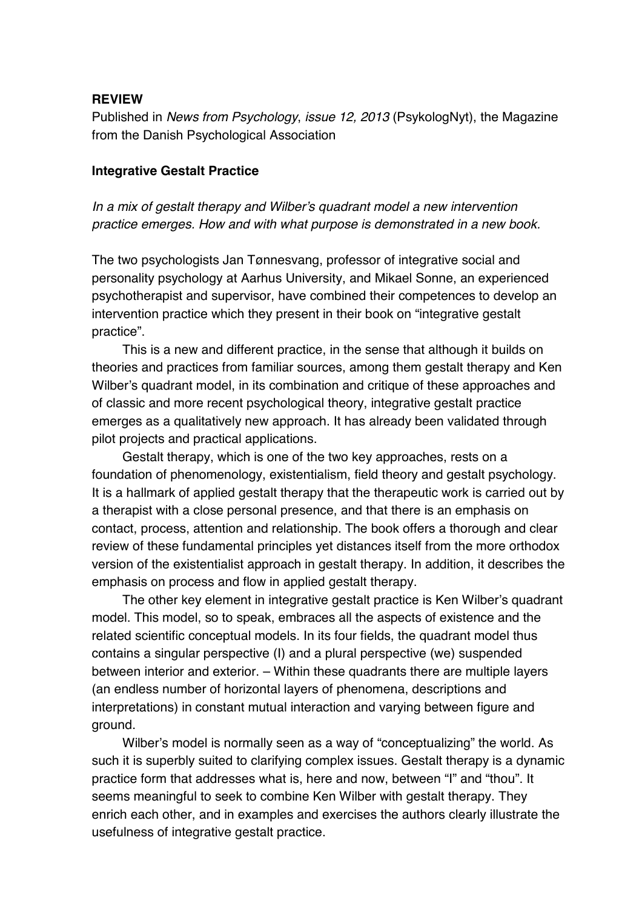**REVIEW**

Published in *News from Psychology*, *issue 12, 2013* (PsykologNyt), the Magazine from the Danish Psychological Association

**Integrative Gestalt Practice**

*In a mix of gestalt therapy and Wilber's quadrant model a new intervention practice emerges. How and with what purpose is demonstrated in a new book.*

The two psychologists Jan Tønnesvang, professor of integrative social and personality psychology at Aarhus University, and Mikael Sonne, an experienced psychotherapist and supervisor, have combined their competences to develop an intervention practice which they present in their book on "integrative gestalt practice".

This is a new and different practice, in the sense that although it builds on theories and practices from familiar sources, among them gestalt therapy and Ken Wilber's quadrant model, in its combination and critique of these approaches and of classic and more recent psychological theory, integrative gestalt practice emerges as a qualitatively new approach. It has already been validated through pilot projects and practical applications.

Gestalt therapy, which is one of the two key approaches, rests on a foundation of phenomenology, existentialism, field theory and gestalt psychology. It is a hallmark of applied gestalt therapy that the therapeutic work is carried out by a therapist with a close personal presence, and that there is an emphasis on contact, process, attention and relationship. The book offers a thorough and clear review of these fundamental principles yet distances itself from the more orthodox version of the existentialist approach in gestalt therapy. In addition, it describes the emphasis on process and flow in applied gestalt therapy.

The other key element in integrative gestalt practice is Ken Wilber's quadrant model. This model, so to speak, embraces all the aspects of existence and the related scientific conceptual models. In its four fields, the quadrant model thus contains a singular perspective (I) and a plural perspective (we) suspended between interior and exterior. – Within these quadrants there are multiple layers (an endless number of horizontal layers of phenomena, descriptions and interpretations) in constant mutual interaction and varying between figure and ground.

Wilber's model is normally seen as a way of "conceptualizing" the world. As such it is superbly suited to clarifying complex issues. Gestalt therapy is a dynamic practice form that addresses what is, here and now, between "I" and "thou". It seems meaningful to seek to combine Ken Wilber with gestalt therapy. They enrich each other, and in examples and exercises the authors clearly illustrate the usefulness of integrative gestalt practice.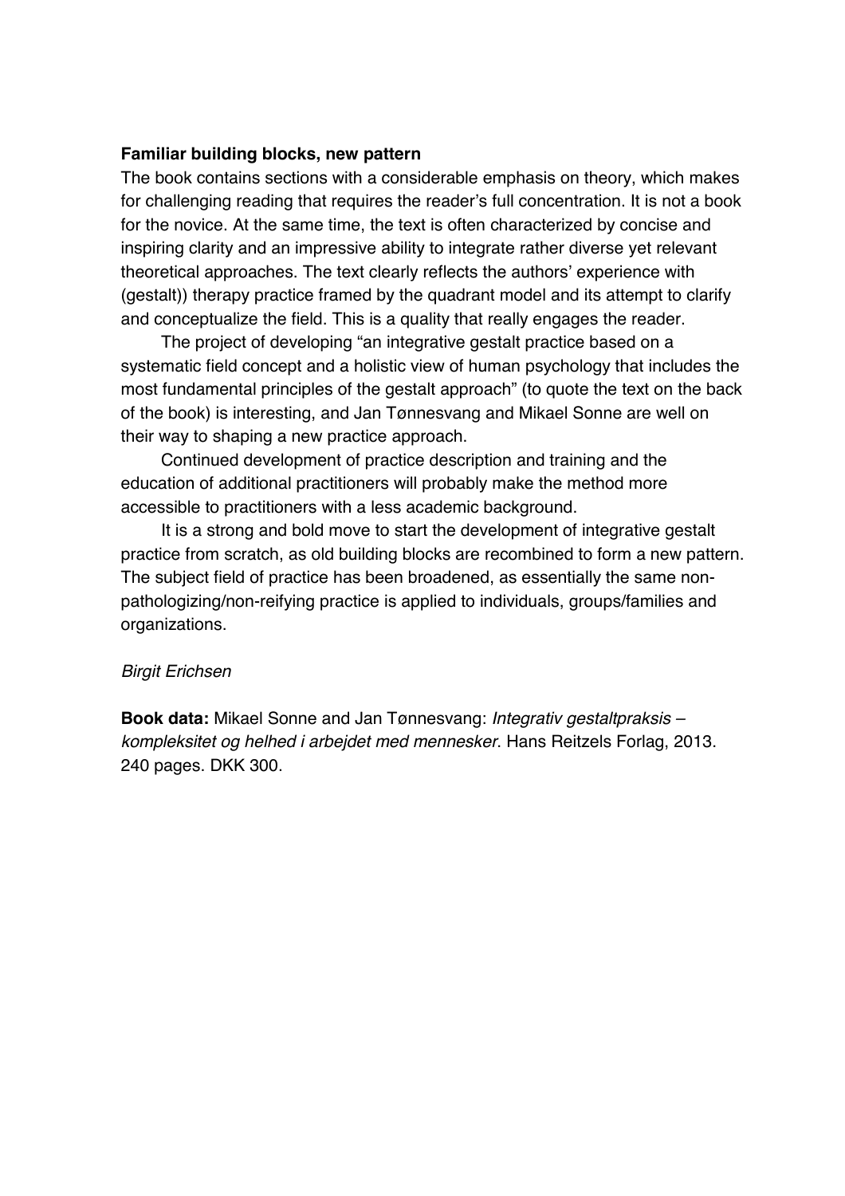**Familiar building blocks, new pattern**

The book contains sections with a considerable emphasis on theory, which makes for challenging reading that requires the reader's full concentration. It is not a book for the novice. At the same time, the text is often characterized by concise and inspiring clarity and an impressive ability to integrate rather diverse yet relevant theoretical approaches. The text clearly reflects the authors' experience with (gestalt)) therapy practice framed by the quadrant model and its attempt to clarify and conceptualize the field. This is a quality that really engages the reader.

The project of developing "an integrative gestalt practice based on a systematic field concept and a holistic view of human psychology that includes the most fundamental principles of the gestalt approach" (to quote the text on the back of the book) is interesting, and Jan Tønnesvang and Mikael Sonne are well on their way to shaping a new practice approach.

Continued development of practice description and training and the education of additional practitioners will probably make the method more accessible to practitioners with a less academic background.

It is a strong and bold move to start the development of integrative gestalt practice from scratch, as old building blocks are recombined to form a new pattern. The subject field of practice has been broadened, as essentially the same non-pathologizing/non-reifying practice is applied to individuals, groups/families and organizations.

*Birgit Erichsen*

**Book data:** Mikael Sonne and Jan Tønnesvang: *Integrativ gestaltpraksis – kompleksitet og helhed i arbejdet med mennesker*. Hans Reitzels Forlag, 2013. 240 pages. DKK 300.